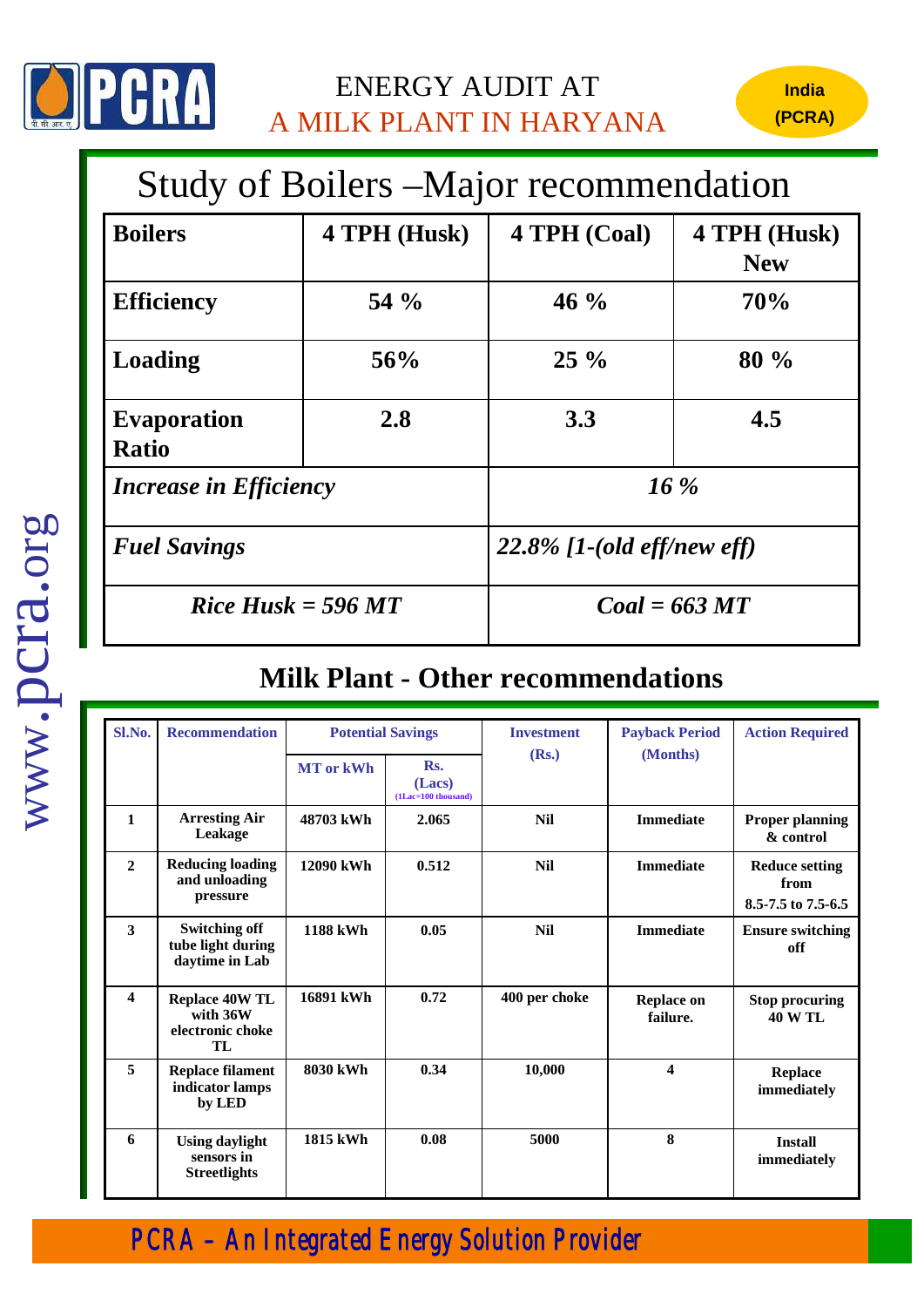# ENERGY AUDIT AT A MILK PLANT IN HARYANA

India (PCRA)

## Study of Boilers –Major recommendation

| Boilers | 4 TPH (Husk) | 4 TPH (Coal) | 4 TPH (Husk) New |
|---|---|---|---|
| Efficiency | 54 % | 46 % | 70% |
| Loading | 56% | 25 % | 80 % |
| Evaporation Ratio | 2.8 | 3.3 | 4.5 |
| *Increase in Efficiency* | | *16 %* | |
| *Fuel Savings* | | *22.8% [1-(old eff/new eff)* | |
| *Rice Husk = 596 MT* | | *Coal = 663 MT* | |

## Milk Plant - Other recommendations

| Sl.No. | Recommendation | Potential Savings | | Investment (Rs.) | Payback Period (Months) | Action Required |
|---|---|---|---|---|---|---|
| | | MT or kWh | Rs. (Lacs) (1Lac=100 thousand) | | | |
| 1 | Arresting Air Leakage | 48703 kWh | 2.065 | Nil | Immediate | Proper planning & control |
| 2 | Reducing loading and unloading pressure | 12090 kWh | 0.512 | Nil | Immediate | Reduce setting from 8.5-7.5 to 7.5-6.5 |
| 3 | Switching off tube light during daytime in Lab | 1188 kWh | 0.05 | Nil | Immediate | Ensure switching off |
| 4 | Replace 40W TL with 36W electronic choke TL | 16891 kWh | 0.72 | 400 per choke | Replace on failure. | Stop procuring 40 W TL |
| 5 | Replace filament indicator lamps by LED | 8030 kWh | 0.34 | 10,000 | 4 | Replace immediately |
| 6 | Using daylight sensors in Streetlights | 1815 kWh | 0.08 | 5000 | 8 | Install immediately |

PCRA – An Integrated Energy Solution Provider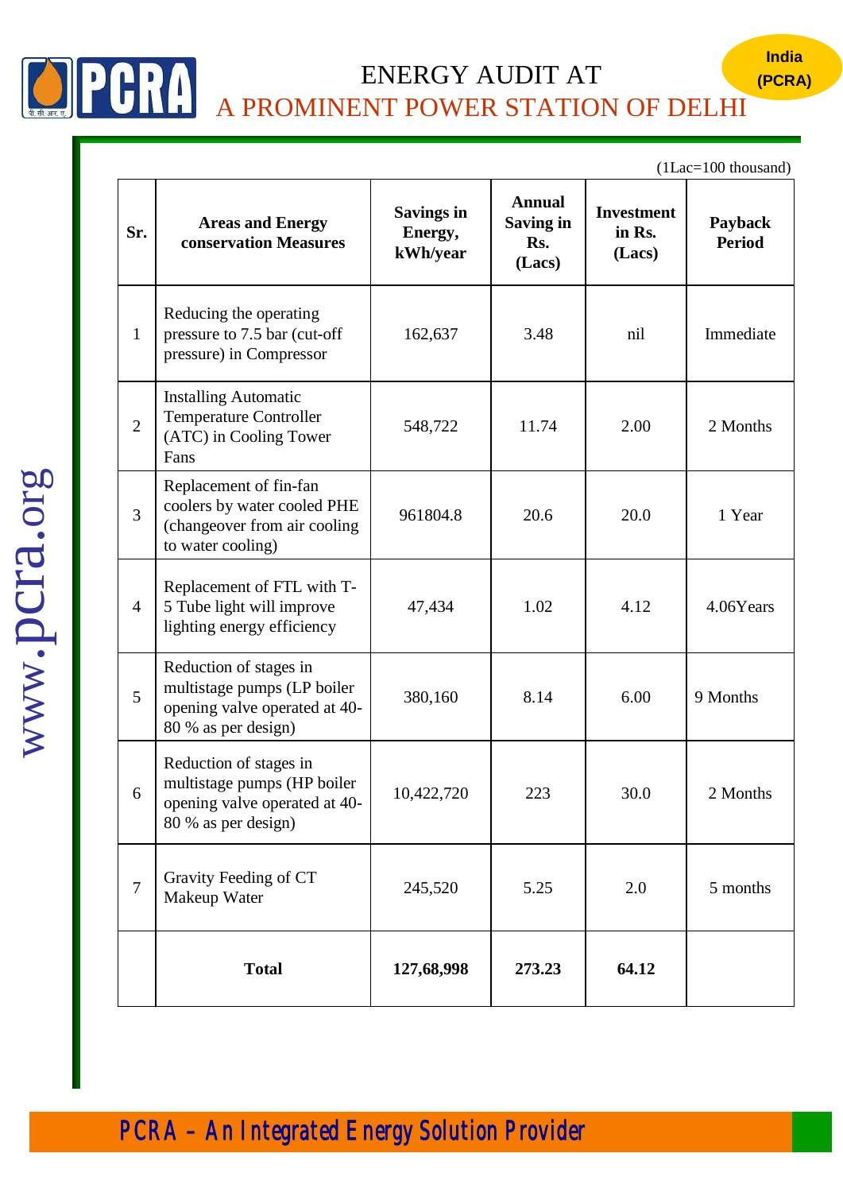# ENERGY AUDIT AT
## A PROMINENT POWER STATION OF DELHI

(1Lac=100 thousand)

| Sr. | Areas and Energy conservation Measures | Savings in Energy, kWh/year | Annual Saving in Rs. (Lacs) | Investment in Rs. (Lacs) | Payback Period |
|---|---|---|---|---|---|
| 1 | Reducing the operating pressure to 7.5 bar (cut-off pressure) in Compressor | 162,637 | 3.48 | nil | Immediate |
| 2 | Installing Automatic Temperature Controller (ATC) in Cooling Tower Fans | 548,722 | 11.74 | 2.00 | 2 Months |
| 3 | Replacement of fin-fan coolers by water cooled PHE (changeover from air cooling to water cooling) | 961804.8 | 20.6 | 20.0 | 1 Year |
| 4 | Replacement of FTL with T-5 Tube light will improve lighting energy efficiency | 47,434 | 1.02 | 4.12 | 4.06Years |
| 5 | Reduction of stages in multistage pumps (LP boiler opening valve operated at 40-80 % as per design) | 380,160 | 8.14 | 6.00 | 9 Months |
| 6 | Reduction of stages in multistage pumps (HP boiler opening valve operated at 40-80 % as per design) | 10,422,720 | 223 | 30.0 | 2 Months |
| 7 | Gravity Feeding of CT Makeup Water | 245,520 | 5.25 | 2.0 | 5 months |
| | **Total** | **127,68,998** | **273.23** | **64.12** | |

PCRA – An Integrated Energy Solution Provider